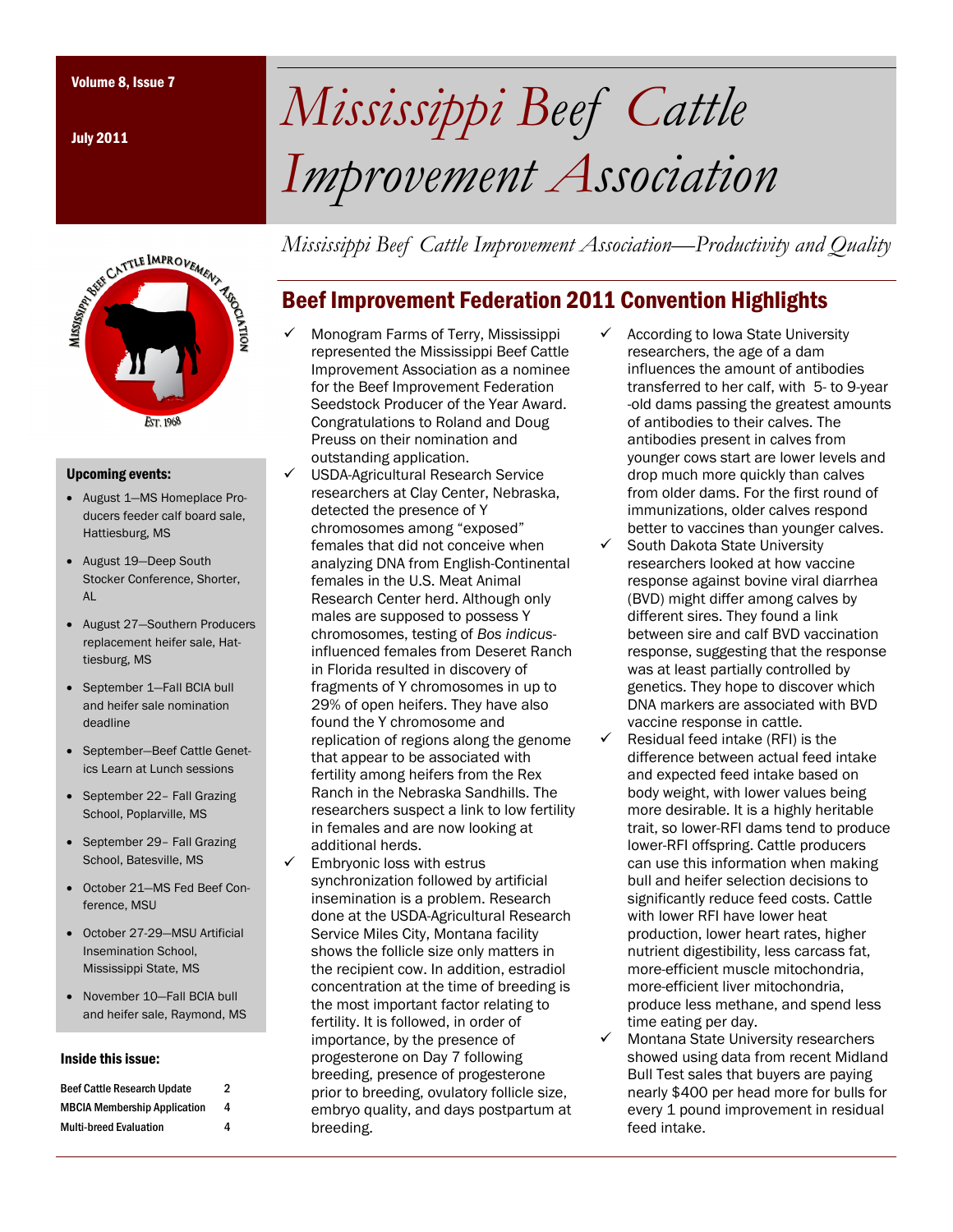Volume 8, Issue 7

July 2011

# Mississippi Beef Cattle Improvement Association

*Mississippi Beef Cattle Improvement Association—Productivity and Quality*

## Beef Improvement Federation 2011 Convention Highlights

- ✓ Monogram Farms of Terry, Mississippi represented the Mississippi Beef Cattle Improvement Association as a nominee for the Beef Improvement Federation Seedstock Producer of the Year Award. Congratulations to Roland and Doug Preuss on their nomination and outstanding application.
- ✓ USDA-Agricultural Research Service researchers at Clay Center, Nebraska, detected the presence of Y chromosomes among "exposed" females that did not conceive when analyzing DNA from English-Continental females in the U.S. Meat Animal Research Center herd. Although only males are supposed to possess Y chromosomes, testing of *Bos indicus*-influenced females from Deseret Ranch in Florida resulted in discovery of fragments of Y chromosomes in up to 29% of open heifers. They have also found the Y chromosome and replication of regions along the genome that appear to be associated with fertility among heifers from the Rex Ranch in the Nebraska Sandhills. The researchers suspect a link to low fertility in females and are now looking at additional herds.
- ✓ Embryonic loss with estrus synchronization followed by artificial insemination is a problem. Research done at the USDA-Agricultural Research Service Miles City, Montana facility shows the follicle size only matters in the recipient cow. In addition, estradiol concentration at the time of breeding is the most important factor relating to fertility. It is followed, in order of importance, by the presence of progesterone on Day 7 following breeding, presence of progesterone prior to breeding, ovulatory follicle size, embryo quality, and days postpartum at breeding.
- ✓ According to Iowa State University researchers, the age of a dam influences the amount of antibodies transferred to her calf, with 5- to 9-year -old dams passing the greatest amounts of antibodies to their calves. The antibodies present in calves from younger cows start are lower levels and drop much more quickly than calves from older dams. For the first round of immunizations, older calves respond better to vaccines than younger calves.
- ✓ South Dakota State University researchers looked at how vaccine response against bovine viral diarrhea (BVD) might differ among calves by different sires. They found a link between sire and calf BVD vaccination response, suggesting that the response was at least partially controlled by genetics. They hope to discover which DNA markers are associated with BVD vaccine response in cattle.
- ✓ Residual feed intake (RFI) is the difference between actual feed intake and expected feed intake based on body weight, with lower values being more desirable. It is a highly heritable trait, so lower-RFI dams tend to produce lower-RFI offspring. Cattle producers can use this information when making bull and heifer selection decisions to significantly reduce feed costs. Cattle with lower RFI have lower heat production, lower heart rates, higher nutrient digestibility, less carcass fat, more-efficient muscle mitochondria, more-efficient liver mitochondria, produce less methane, and spend less time eating per day.
- ✓ Montana State University researchers showed using data from recent Midland Bull Test sales that buyers are paying nearly $400 per head more for bulls for every 1 pound improvement in residual feed intake.

### Upcoming events:

- August 1—MS Homeplace Producers feeder calf board sale, Hattiesburg, MS
- August 19—Deep South Stocker Conference, Shorter, AL
- August 27—Southern Producers replacement heifer sale, Hattiesburg, MS
- September 1—Fall BCIA bull and heifer sale nomination deadline
- September—Beef Cattle Genetics Learn at Lunch sessions
- September 22– Fall Grazing School, Poplarville, MS
- September 29– Fall Grazing School, Batesville, MS
- October 21—MS Fed Beef Conference, MSU
- October 27-29—MSU Artificial Insemination School, Mississippi State, MS
- November 10—Fall BCIA bull and heifer sale, Raymond, MS

### Inside this issue:

| | |
|---|---|
| Beef Cattle Research Update | 2 |
| MBCIA Membership Application | 4 |
| Multi-breed Evaluation | 4 |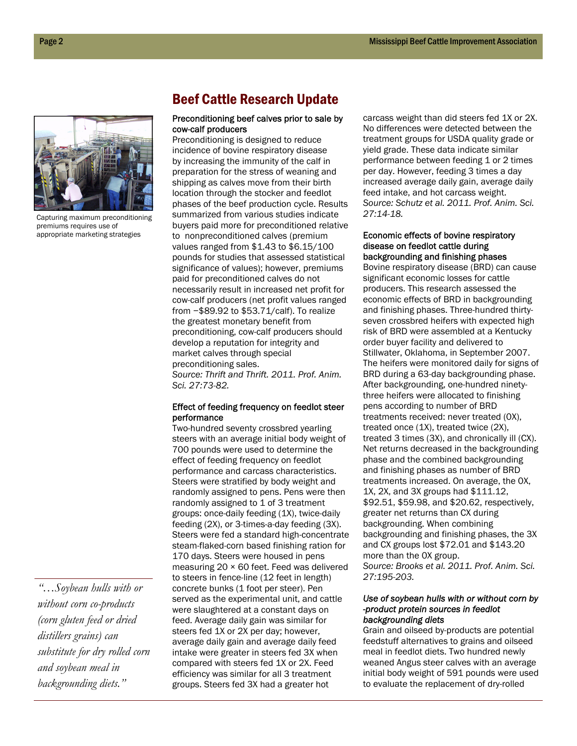## Beef Cattle Research Update

Capturing maximum preconditioning premiums requires use of appropriate marketing strategies

### Preconditioning beef calves prior to sale by cow-calf producers

Preconditioning is designed to reduce incidence of bovine respiratory disease by increasing the immunity of the calf in preparation for the stress of weaning and shipping as calves move from their birth location through the stocker and feedlot phases of the beef production cycle. Results summarized from various studies indicate buyers paid more for preconditioned relative to nonpreconditioned calves (premium values ranged from $1.43 to $6.15/100 pounds for studies that assessed statistical significance of values); however, premiums paid for preconditioned calves do not necessarily result in increased net profit for cow-calf producers (net profit values ranged from −$89.92 to $53.71/calf). To realize the greatest monetary benefit from preconditioning, cow-calf producers should develop a reputation for integrity and market calves through special preconditioning sales.

*Source: Thrift and Thrift. 2011. Prof. Anim. Sci. 27:73-82.*

### Effect of feeding frequency on feedlot steer performance

Two-hundred seventy crossbred yearling steers with an average initial body weight of 700 pounds were used to determine the effect of feeding frequency on feedlot performance and carcass characteristics. Steers were stratified by body weight and randomly assigned to pens. Pens were then randomly assigned to 1 of 3 treatment groups: once-daily feeding (1X), twice-daily feeding (2X), or 3-times-a-day feeding (3X). Steers were fed a standard high-concentrate steam-flaked-corn based finishing ration for 170 days. Steers were housed in pens measuring 20 × 60 feet. Feed was delivered to steers in fence-line (12 feet in length) concrete bunks (1 foot per steer). Pen served as the experimental unit, and cattle were slaughtered at a constant days on feed. Average daily gain was similar for steers fed 1X or 2X per day; however, average daily gain and average daily feed intake were greater in steers fed 3X when compared with steers fed 1X or 2X. Feed efficiency was similar for all 3 treatment groups. Steers fed 3X had a greater hot carcass weight than did steers fed 1X or 2X. No differences were detected between the treatment groups for USDA quality grade or yield grade. These data indicate similar performance between feeding 1 or 2 times per day. However, feeding 3 times a day increased average daily gain, average daily feed intake, and hot carcass weight.

*Source: Schutz et al. 2011. Prof. Anim. Sci. 27:14-18.*

### Economic effects of bovine respiratory disease on feedlot cattle during backgrounding and finishing phases

Bovine respiratory disease (BRD) can cause significant economic losses for cattle producers. This research assessed the economic effects of BRD in backgrounding and finishing phases. Three-hundred thirty-seven crossbred heifers with expected high risk of BRD were assembled at a Kentucky order buyer facility and delivered to Stillwater, Oklahoma, in September 2007. The heifers were monitored daily for signs of BRD during a 63-day backgrounding phase. After backgrounding, one-hundred ninety-three heifers were allocated to finishing pens according to number of BRD treatments received: never treated (0X), treated once (1X), treated twice (2X), treated 3 times (3X), and chronically ill (CX). Net returns decreased in the backgrounding phase and the combined backgrounding and finishing phases as number of BRD treatments increased. On average, the 0X, 1X, 2X, and 3X groups had $111.12, $92.51, $59.98, and $20.62, respectively, greater net returns than CX during backgrounding. When combining backgrounding and finishing phases, the 3X and CX groups lost $72.01 and $143.20 more than the 0X group.

*Source: Brooks et al. 2011. Prof. Anim. Sci. 27:195-203.*

### *Use of soybean hulls with or without corn by-product protein sources in feedlot backgrounding diets*

Grain and oilseed by-products are potential feedstuff alternatives to grains and oilseed meal in feedlot diets. Two hundred newly weaned Angus steer calves with an average initial body weight of 591 pounds were used to evaluate the replacement of dry-rolled

*"…Soybean hulls with or without corn co-products (corn gluten feed or dried distillers grains) can substitute for dry rolled corn and soybean meal in backgrounding diets."*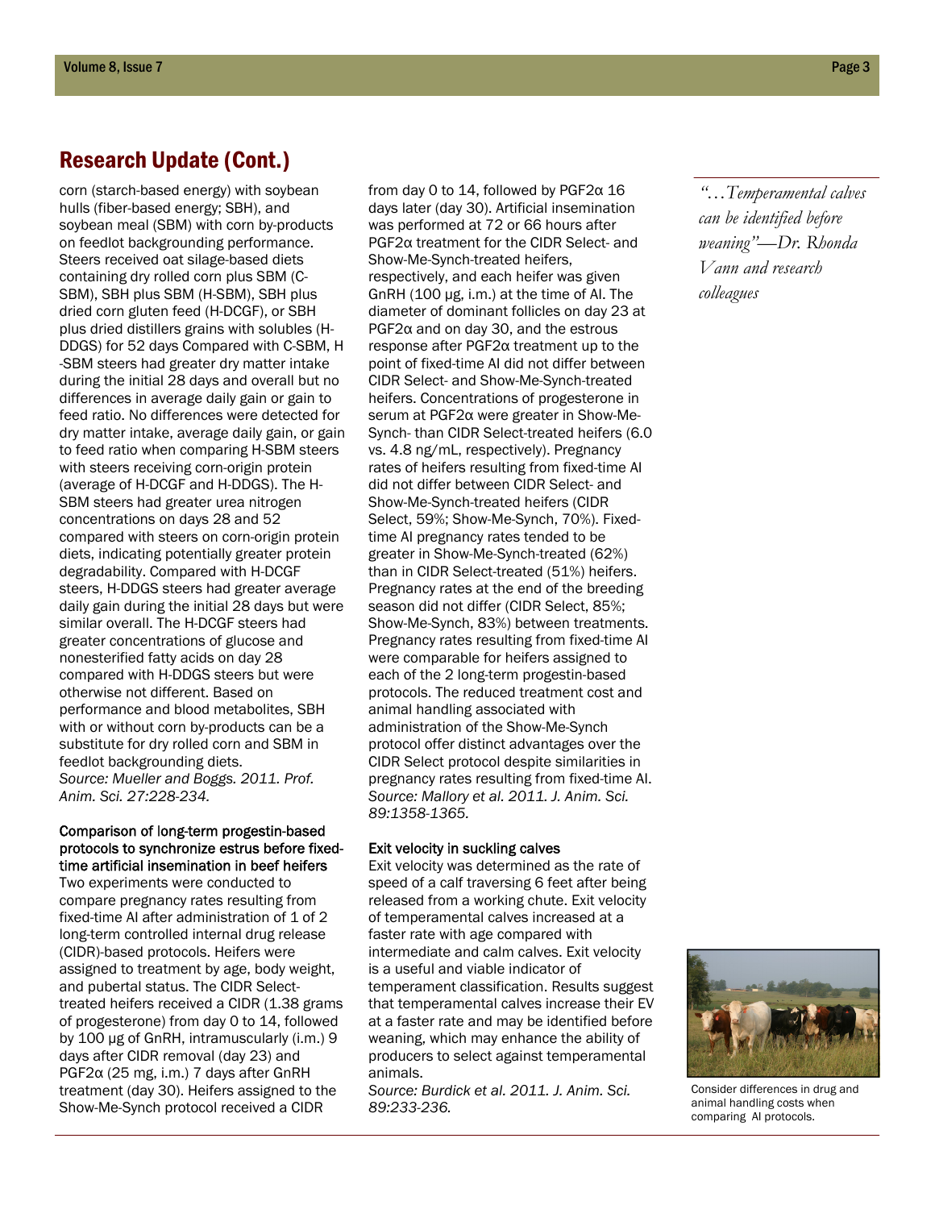## Research Update (Cont.)

corn (starch-based energy) with soybean hulls (fiber-based energy; SBH), and soybean meal (SBM) with corn by-products on feedlot backgrounding performance. Steers received oat silage-based diets containing dry rolled corn plus SBM (C-SBM), SBH plus SBM (H-SBM), SBH plus dried corn gluten feed (H-DCGF), or SBH plus dried distillers grains with solubles (H-DDGS) for 52 days Compared with C-SBM, H-SBM steers had greater dry matter intake during the initial 28 days and overall but no differences in average daily gain or gain to feed ratio. No differences were detected for dry matter intake, average daily gain, or gain to feed ratio when comparing H-SBM steers with steers receiving corn-origin protein (average of H-DCGF and H-DDGS). The H-SBM steers had greater urea nitrogen concentrations on days 28 and 52 compared with steers on corn-origin protein diets, indicating potentially greater protein degradability. Compared with H-DCGF steers, H-DDGS steers had greater average daily gain during the initial 28 days but were similar overall. The H-DCGF steers had greater concentrations of glucose and nonesterified fatty acids on day 28 compared with H-DDGS steers but were otherwise not different. Based on performance and blood metabolites, SBH with or without corn by-products can be a substitute for dry rolled corn and SBM in feedlot backgrounding diets.
*Source: Mueller and Boggs. 2011. Prof. Anim. Sci. 27:228-234.*

**Comparison of long-term progestin-based protocols to synchronize estrus before fixed-time artificial insemination in beef heifers**
Two experiments were conducted to compare pregnancy rates resulting from fixed-time AI after administration of 1 of 2 long-term controlled internal drug release (CIDR)-based protocols. Heifers were assigned to treatment by age, body weight, and pubertal status. The CIDR Select-treated heifers received a CIDR (1.38 grams of progesterone) from day 0 to 14, followed by 100 µg of GnRH, intramuscularly (i.m.) 9 days after CIDR removal (day 23) and PGF2α (25 mg, i.m.) 7 days after GnRH treatment (day 30). Heifers assigned to the Show-Me-Synch protocol received a CIDR from day 0 to 14, followed by PGF2α 16 days later (day 30). Artificial insemination was performed at 72 or 66 hours after PGF2α treatment for the CIDR Select- and Show-Me-Synch-treated heifers, respectively, and each heifer was given GnRH (100 µg, i.m.) at the time of AI. The diameter of dominant follicles on day 23 at PGF2α and on day 30, and the estrous response after PGF2α treatment up to the point of fixed-time AI did not differ between CIDR Select- and Show-Me-Synch-treated heifers. Concentrations of progesterone in serum at PGF2α were greater in Show-Me-Synch- than CIDR Select-treated heifers (6.0 vs. 4.8 ng/mL, respectively). Pregnancy rates of heifers resulting from fixed-time AI did not differ between CIDR Select- and Show-Me-Synch-treated heifers (CIDR Select, 59%; Show-Me-Synch, 70%). Fixed-time AI pregnancy rates tended to be greater in Show-Me-Synch-treated (62%) than in CIDR Select-treated (51%) heifers. Pregnancy rates at the end of the breeding season did not differ (CIDR Select, 85%; Show-Me-Synch, 83%) between treatments. Pregnancy rates resulting from fixed-time AI were comparable for heifers assigned to each of the 2 long-term progestin-based protocols. The reduced treatment cost and animal handling associated with administration of the Show-Me-Synch protocol offer distinct advantages over the CIDR Select protocol despite similarities in pregnancy rates resulting from fixed-time AI.
*Source: Mallory et al. 2011. J. Anim. Sci. 89:1358-1365.*

**Exit velocity in suckling calves**
Exit velocity was determined as the rate of speed of a calf traversing 6 feet after being released from a working chute. Exit velocity of temperamental calves increased at a faster rate with age compared with intermediate and calm calves. Exit velocity is a useful and viable indicator of temperament classification. Results suggest that temperamental calves increase their EV at a faster rate and may be identified before weaning, which may enhance the ability of producers to select against temperamental animals.
*Source: Burdick et al. 2011. J. Anim. Sci. 89:233-236.*

*"…Temperamental calves can be identified before weaning"—Dr. Rhonda Vann and research colleagues*

Consider differences in drug and animal handling costs when comparing AI protocols.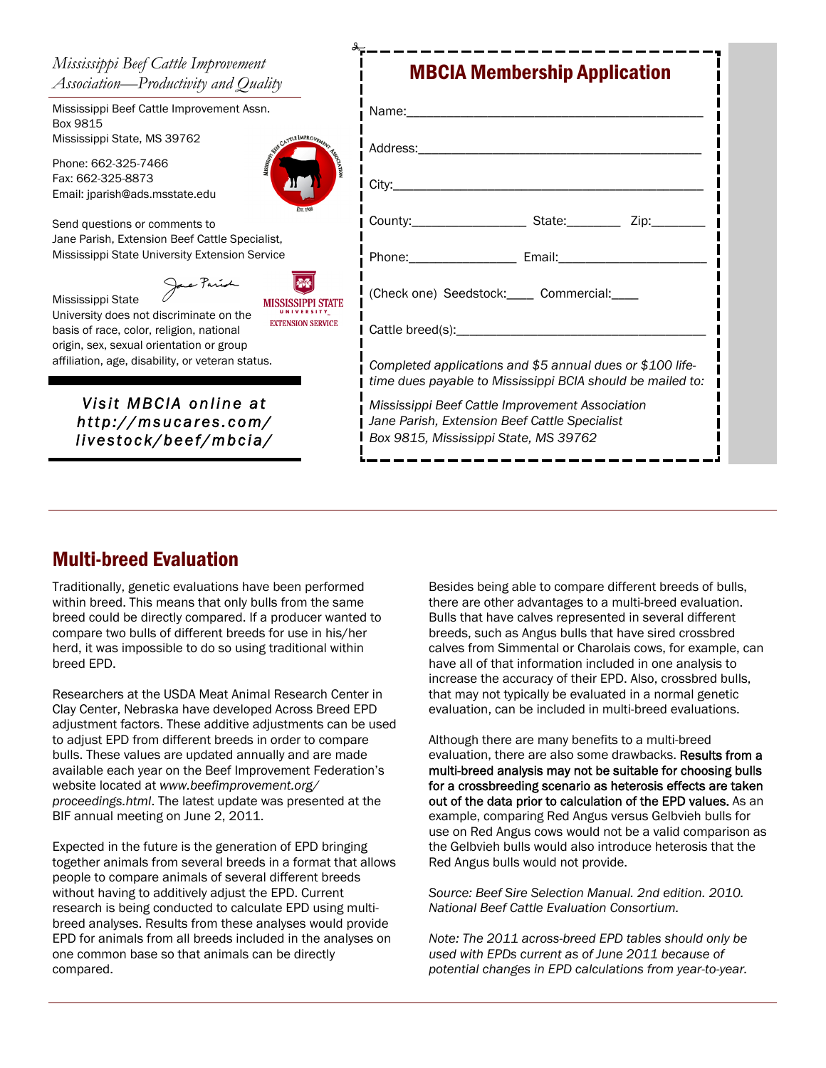*Mississippi Beef Cattle Improvement Association—Productivity and Quality*

Mississippi Beef Cattle Improvement Assn.
Box 9815
Mississippi State, MS 39762

Phone: 662-325-7466
Fax: 662-325-8873
Email: jparish@ads.msstate.edu

Send questions or comments to
Jane Parish, Extension Beef Cattle Specialist,
Mississippi State University Extension Service

Mississippi State University does not discriminate on the basis of race, color, religion, national origin, sex, sexual orientation or group affiliation, age, disability, or veteran status.

***Visit MBCIA online at http://msucares.com/livestock/beef/mbcia/***

## MBCIA Membership Application

Name:\_\_\_\_\_\_\_\_\_\_\_\_\_\_\_\_\_\_\_\_\_\_\_\_\_\_\_\_\_\_\_\_\_\_\_\_\_\_\_\_

Address:\_\_\_\_\_\_\_\_\_\_\_\_\_\_\_\_\_\_\_\_\_\_\_\_\_\_\_\_\_\_\_\_\_\_\_\_\_\_

City:\_\_\_\_\_\_\_\_\_\_\_\_\_\_\_\_\_\_\_\_\_\_\_\_\_\_\_\_\_\_\_\_\_\_\_\_\_\_\_\_\_\_

County:\_\_\_\_\_\_\_\_\_\_\_\_\_\_\_\_ State:\_\_\_\_\_\_\_\_ Zip:\_\_\_\_\_\_\_\_

Phone:\_\_\_\_\_\_\_\_\_\_\_\_\_\_\_\_ Email:\_\_\_\_\_\_\_\_\_\_\_\_\_\_\_\_\_\_\_\_\_\_

(Check one) Seedstock:\_\_\_\_ Commercial:\_\_\_\_

Cattle breed(s):\_\_\_\_\_\_\_\_\_\_\_\_\_\_\_\_\_\_\_\_\_\_\_\_\_\_\_\_\_\_\_\_\_\_\_\_

*Completed applications and $5 annual dues or $100 life-time dues payable to Mississippi BCIA should be mailed to:*

*Mississippi Beef Cattle Improvement Association*
*Jane Parish, Extension Beef Cattle Specialist*
*Box 9815, Mississippi State, MS 39762*

## Multi-breed Evaluation

Traditionally, genetic evaluations have been performed within breed. This means that only bulls from the same breed could be directly compared. If a producer wanted to compare two bulls of different breeds for use in his/her herd, it was impossible to do so using traditional within breed EPD.

Researchers at the USDA Meat Animal Research Center in Clay Center, Nebraska have developed Across Breed EPD adjustment factors. These additive adjustments can be used to adjust EPD from different breeds in order to compare bulls. These values are updated annually and are made available each year on the Beef Improvement Federation's website located at *www.beefimprovement.org/proceedings.html*. The latest update was presented at the BIF annual meeting on June 2, 2011.

Expected in the future is the generation of EPD bringing together animals from several breeds in a format that allows people to compare animals of several different breeds without having to additively adjust the EPD. Current research is being conducted to calculate EPD using multi-breed analyses. Results from these analyses would provide EPD for animals from all breeds included in the analyses on one common base so that animals can be directly compared.

Besides being able to compare different breeds of bulls, there are other advantages to a multi-breed evaluation. Bulls that have calves represented in several different breeds, such as Angus bulls that have sired crossbred calves from Simmental or Charolais cows, for example, can have all of that information included in one analysis to increase the accuracy of their EPD. Also, crossbred bulls, that may not typically be evaluated in a normal genetic evaluation, can be included in multi-breed evaluations.

Although there are many benefits to a multi-breed evaluation, there are also some drawbacks. Results from a multi-breed analysis may not be suitable for choosing bulls for a crossbreeding scenario as heterosis effects are taken out of the data prior to calculation of the EPD values. As an example, comparing Red Angus versus Gelbvieh bulls for use on Red Angus cows would not be a valid comparison as the Gelbvieh bulls would also introduce heterosis that the Red Angus bulls would not provide.

*Source: Beef Sire Selection Manual. 2nd edition. 2010. National Beef Cattle Evaluation Consortium.*

*Note: The 2011 across-breed EPD tables should only be used with EPDs current as of June 2011 because of potential changes in EPD calculations from year-to-year.*